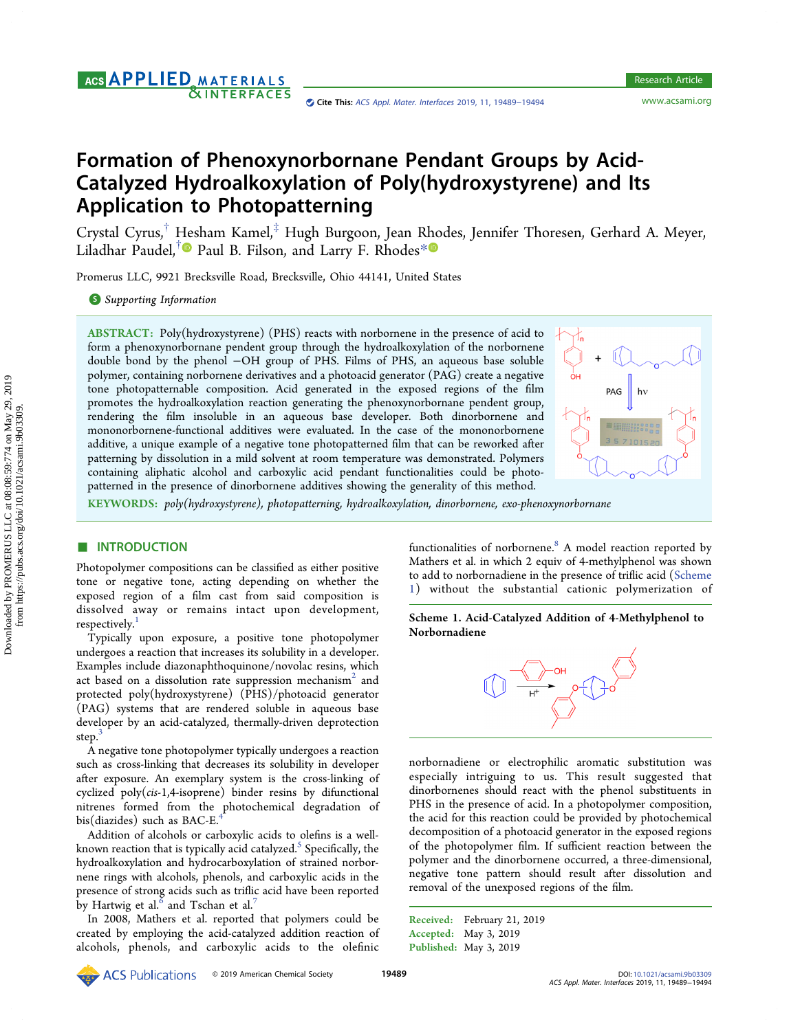# Formation of Phenoxynorbornane Pendant Groups by Acid-Catalyzed Hydroalkoxylation of Poly(hydroxystyrene) and Its Application to Photopatterning

Crystal Cyrus,[†] Hesham Kamel,[‡] Hugh Burgoon, Jean Rhodes, Jennifer Thoresen, Gerhard A. Meyer, Liladhar Paudel,[†] Paul B. Filson, and Larry F. Rhodes*

Promerus LLC, 9921 Brecksville Road, Brecksville, Ohio 44141, United States

Supporting Information

**ABSTRACT:** Poly(hydroxystyrene) (PHS) reacts with norbornene in the presence of acid to form a phenoxynorbornane pendent group through the hydroalkoxylation of the norbornene double bond by the phenol −OH group of PHS. Films of PHS, an aqueous base soluble polymer, containing norbornene derivatives and a photoacid generator (PAG) create a negative tone photopatternable composition. Acid generated in the exposed regions of the film promotes the hydroalkoxylation reaction generating the phenoxynorbornane pendent group, rendering the film insoluble in an aqueous base developer. Both dinorbornene and mononorbornene-functional additives were evaluated. In the case of the mononorbornene additive, a unique example of a negative tone photopatterned film that can be reworked after patterning by dissolution in a mild solvent at room temperature was demonstrated. Polymers containing aliphatic alcohol and carboxylic acid pendant functionalities could be photopatterned in the presence of dinorbornene additives showing the generality of this method.

**KEYWORDS:** *poly(hydroxystyrene), photopatterning, hydroalkoxylation, dinorbornene, exo-phenoxynorbornane*

## ■ INTRODUCTION

Photopolymer compositions can be classified as either positive tone or negative tone, acting depending on whether the exposed region of a film cast from said composition is dissolved away or remains intact upon development, respectively.[1]

Typically upon exposure, a positive tone photopolymer undergoes a reaction that increases its solubility in a developer. Examples include diazonaphthoquinone/novolac resins, which act based on a dissolution rate suppression mechanism[2] and protected poly(hydroxystyrene) (PHS)/photoacid generator (PAG) systems that are rendered soluble in aqueous base developer by an acid-catalyzed, thermally-driven deprotection step.[3]

A negative tone photopolymer typically undergoes a reaction such as cross-linking that decreases its solubility in developer after exposure. An exemplary system is the cross-linking of cyclized poly(*cis*-1,4-isoprene) binder resins by difunctional nitrenes formed from the photochemical degradation of bis(diazides) such as BAC-E.[4]

Addition of alcohols or carboxylic acids to olefins is a well-known reaction that is typically acid catalyzed.[5] Specifically, the hydroalkoxylation and hydrocarboxylation of strained norbornene rings with alcohols, phenols, and carboxylic acids in the presence of strong acids such as triflic acid have been reported by Hartwig et al.[6] and Tschan et al.[7]

In 2008, Mathers et al. reported that polymers could be created by employing the acid-catalyzed addition reaction of alcohols, phenols, and carboxylic acids to the olefinic functionalities of norbornene.[8] A model reaction reported by Mathers et al. in which 2 equiv of 4-methylphenol was shown to add to norbornadiene in the presence of triflic acid (Scheme 1) without the substantial cationic polymerization of

**Scheme 1. Acid-Catalyzed Addition of 4-Methylphenol to Norbornadiene**

norbornadiene or electrophilic aromatic substitution was especially intriguing to us. This result suggested that dinorbornenes should react with the phenol substituents in PHS in the presence of acid. In a photopolymer composition, the acid for this reaction could be provided by photochemical decomposition of a photoacid generator in the exposed regions of the photopolymer film. If sufficient reaction between the polymer and the dinorbornene occurred, a three-dimensional, negative tone pattern should result after dissolution and removal of the unexposed regions of the film.

Received: February 21, 2019
Accepted: May 3, 2019
Published: May 3, 2019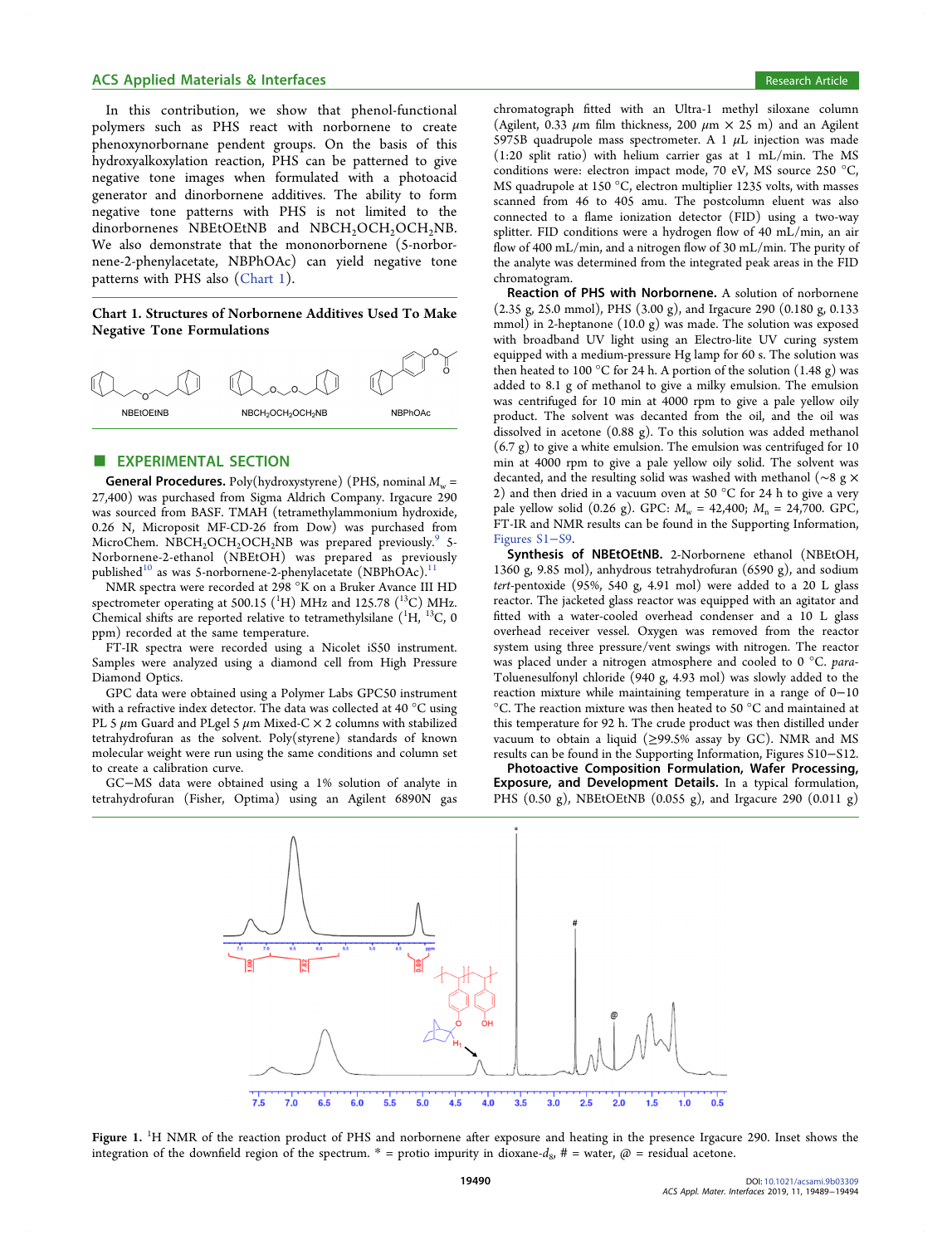In this contribution, we show that phenol-functional polymers such as PHS react with norbornene to create phenoxynorbornane pendent groups. On the basis of this hydroxyalkoxylation reaction, PHS can be patterned to give negative tone images when formulated with a photoacid generator and dinorbornene additives. The ability to form negative tone patterns with PHS is not limited to the dinorbornenes NBEtOEtNB and $NBCH_2OCH_2OCH_2NB$. We also demonstrate that the mononorbornene (5-norbornene-2-phenylacetate, NBPhOAc) can yield negative tone patterns with PHS also (Chart 1).

**Chart 1. Structures of Norbornene Additives Used To Make Negative Tone Formulations**

NBEtOEtNB $NBCH_2OCH_2OCH_2NB$ NBPhOAc

## EXPERIMENTAL SECTION

**General Procedures.** Poly(hydroxystyrene) (PHS, nominal $M_w$ = 27,400) was purchased from Sigma Aldrich Company. Irgacure 290 was sourced from BASF. TMAH (tetramethylammonium hydroxide, 0.26 N, Microposit MF-CD-26 from Dow) was purchased from MicroChem. $NBCH_2OCH_2OCH_2NB$ was prepared previously.[9] 5-Norbornene-2-ethanol (NBEtOH) was prepared as previously published[10] as was 5-norbornene-2-phenylacetate (NBPhOAc).[11]

NMR spectra were recorded at 298 °K on a Bruker Avance III HD spectrometer operating at 500.15 ($^1$H) MHz and 125.78 ($^{13}$C) MHz. Chemical shifts are reported relative to tetramethylsilane ($^1$H, $^{13}$C, 0 ppm) recorded at the same temperature.

FT-IR spectra were recorded using a Nicolet iS50 instrument. Samples were analyzed using a diamond cell from High Pressure Diamond Optics.

GPC data were obtained using a Polymer Labs GPC50 instrument with a refractive index detector. The data was collected at 40 °C using PL 5 $\mu$m Guard and PLgel 5 $\mu$m Mixed-C × 2 columns with stabilized tetrahydrofuran as the solvent. Poly(styrene) standards of known molecular weight were run using the same conditions and column set to create a calibration curve.

GC–MS data were obtained using a 1% solution of analyte in tetrahydrofuran (Fisher, Optima) using an Agilent 6890N gas chromatograph fitted with an Ultra-1 methyl siloxane column (Agilent, 0.33 $\mu$m film thickness, 200 $\mu$m × 25 m) and an Agilent 5975B quadrupole mass spectrometer. A 1 $\mu$L injection was made (1:20 split ratio) with helium carrier gas at 1 mL/min. The MS conditions were: electron impact mode, 70 eV, MS source 250 °C, MS quadrupole at 150 °C, electron multiplier 1235 volts, with masses scanned from 46 to 405 amu. The postcolumn eluent was also connected to a flame ionization detector (FID) using a two-way splitter. FID conditions were a hydrogen flow of 40 mL/min, an air flow of 400 mL/min, and a nitrogen flow of 30 mL/min. The purity of the analyte was determined from the integrated peak areas in the FID chromatogram.

**Reaction of PHS with Norbornene.** A solution of norbornene (2.35 g, 25.0 mmol), PHS (3.00 g), and Irgacure 290 (0.180 g, 0.133 mmol) in 2-heptanone (10.0 g) was made. The solution was exposed with broadband UV light using an Electro-lite UV curing system equipped with a medium-pressure Hg lamp for 60 s. The solution was then heated to 100 °C for 24 h. A portion of the solution (1.48 g) was added to 8.1 g of methanol to give a milky emulsion. The emulsion was centrifuged for 10 min at 4000 rpm to give a pale yellow oily product. The solvent was decanted from the oil, and the oil was dissolved in acetone (0.88 g). To this solution was added methanol (6.7 g) to give a white emulsion. The emulsion was centrifuged for 10 min at 4000 rpm to give a pale yellow oily solid. The solvent was decanted, and the resulting solid was washed with methanol (~8 g × 2) and then dried in a vacuum oven at 50 °C for 24 h to give a very pale yellow solid (0.26 g). GPC: $M_w$ = 42,400; $M_n$ = 24,700. GPC, FT-IR and NMR results can be found in the Supporting Information, Figures S1–S9.

**Synthesis of NBEtOEtNB.** 2-Norbornene ethanol (NBEtOH, 1360 g, 9.85 mol), anhydrous tetrahydrofuran (6590 g), and sodium *tert*-pentoxide (95%, 540 g, 4.91 mol) were added to a 20 L glass reactor. The jacketed glass reactor was equipped with an agitator and fitted with a water-cooled overhead condenser and a 10 L glass overhead receiver vessel. Oxygen was removed from the reactor system using three pressure/vent swings with nitrogen. The reactor was placed under a nitrogen atmosphere and cooled to 0 °C. *para*-Toluenesulfonyl chloride (940 g, 4.93 mol) was slowly added to the reaction mixture while maintaining temperature in a range of 0–10 °C. The reaction mixture was then heated to 50 °C and maintained at this temperature for 92 h. The crude product was then distilled under vacuum to obtain a liquid (≥99.5% assay by GC). NMR and MS results can be found in the Supporting Information, Figures S10–S12.

**Photoactive Composition Formulation, Wafer Processing, Exposure, and Development Details.** In a typical formulation, PHS (0.50 g), NBEtOEtNB (0.055 g), and Irgacure 290 (0.011 g)

**Figure 1.** $^1$H NMR of the reaction product of PHS and norbornene after exposure and heating in the presence Irgacure 290. Inset shows the integration of the downfield region of the spectrum. * = protio impurity in dioxane-$d_8$, # = water, @ = residual acetone.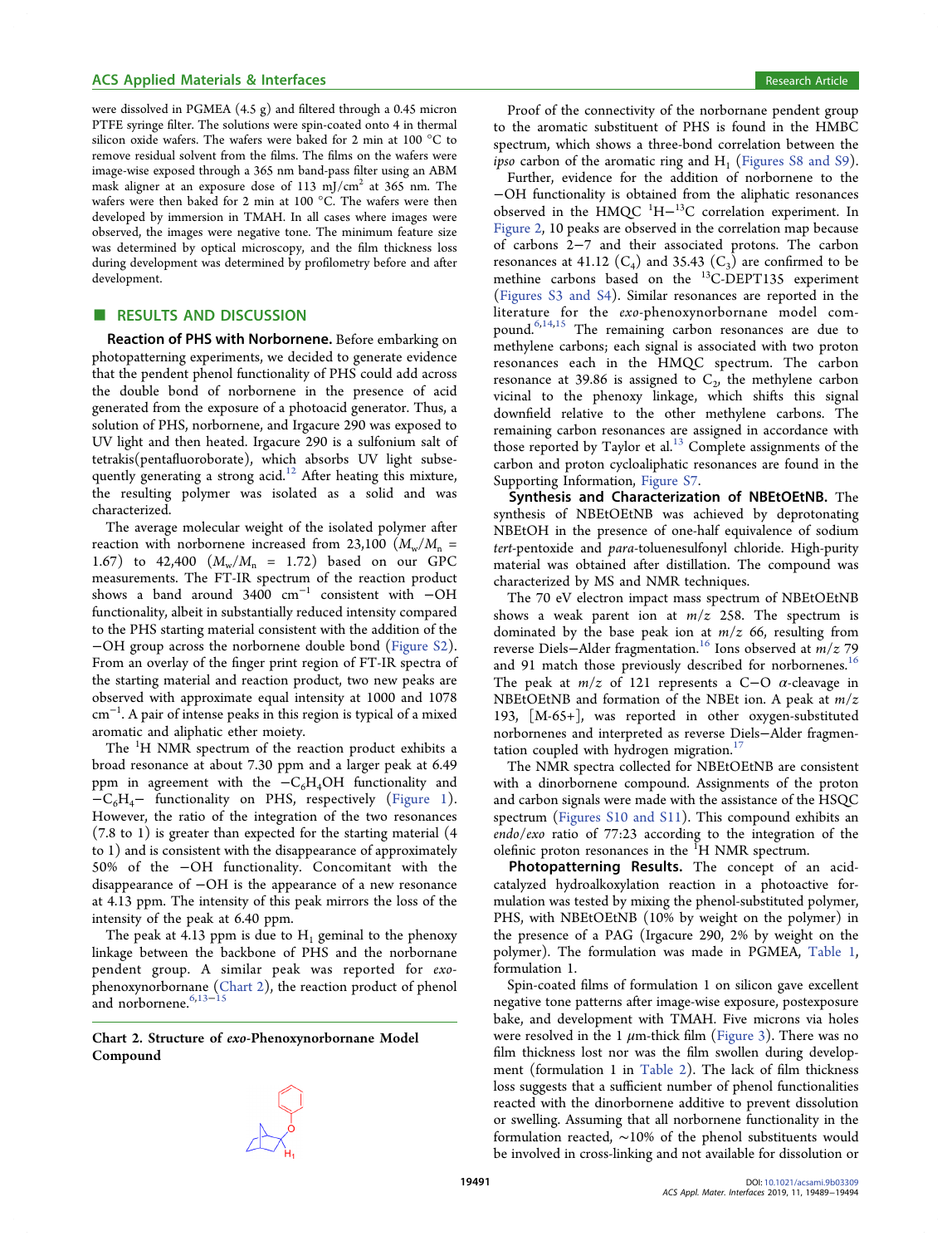were dissolved in PGMEA (4.5 g) and filtered through a 0.45 micron PTFE syringe filter. The solutions were spin-coated onto 4 in thermal silicon oxide wafers. The wafers were baked for 2 min at 100 °C to remove residual solvent from the films. The films on the wafers were image-wise exposed through a 365 nm band-pass filter using an ABM mask aligner at an exposure dose of 113 mJ/cm$^2$ at 365 nm. The wafers were then baked for 2 min at 100 °C. The wafers were then developed by immersion in TMAH. In all cases where images were observed, the images were negative tone. The minimum feature size was determined by optical microscopy, and the film thickness loss during development was determined by profilometry before and after development.

## RESULTS AND DISCUSSION

**Reaction of PHS with Norbornene.** Before embarking on photopatterning experiments, we decided to generate evidence that the pendent phenol functionality of PHS could add across the double bond of norbornene in the presence of acid generated from the exposure of a photoacid generator. Thus, a solution of PHS, norbornene, and Irgacure 290 was exposed to UV light and then heated. Irgacure 290 is a sulfonium salt of tetrakis(pentafluoroborate), which absorbs UV light subsequently generating a strong acid.[12] After heating this mixture, the resulting polymer was isolated as a solid and was characterized.

The average molecular weight of the isolated polymer after reaction with norbornene increased from 23,100 ($M_w/M_n$ = 1.67) to 42,400 ($M_w/M_n$ = 1.72) based on our GPC measurements. The FT-IR spectrum of the reaction product shows a band around 3400 cm$^{-1}$ consistent with −OH functionality, albeit in substantially reduced intensity compared to the PHS starting material consistent with the addition of the −OH group across the norbornene double bond (Figure S2). From an overlay of the finger print region of FT-IR spectra of the starting material and reaction product, two new peaks are observed with approximate equal intensity at 1000 and 1078 cm$^{-1}$. A pair of intense peaks in this region is typical of a mixed aromatic and aliphatic ether moiety.

The $^1$H NMR spectrum of the reaction product exhibits a broad resonance at about 7.30 ppm and a larger peak at 6.49 ppm in agreement with the $-C_6H_4OH$ functionality and $-C_6H_4-$ functionality on PHS, respectively (Figure 1). However, the ratio of the integration of the two resonances (7.8 to 1) is greater than expected for the starting material (4 to 1) and is consistent with the disappearance of approximately 50% of the −OH functionality. Concomitant with the disappearance of −OH is the appearance of a new resonance at 4.13 ppm. The intensity of this peak mirrors the loss of the intensity of the peak at 6.40 ppm.

The peak at 4.13 ppm is due to $H_1$ geminal to the phenoxy linkage between the backbone of PHS and the norbornane pendent group. A similar peak was reported for *exo*-phenoxynorbornane (Chart 2), the reaction product of phenol and norbornene.[6,13−15]

**Chart 2. Structure of *exo*-Phenoxynorbornane Model Compound**

Proof of the connectivity of the norbornane pendent group to the aromatic substituent of PHS is found in the HMBC spectrum, which shows a three-bond correlation between the *ipso* carbon of the aromatic ring and $H_1$ (Figures S8 and S9).

Further, evidence for the addition of norbornene to the −OH functionality is obtained from the aliphatic resonances observed in the HMQC $^1$H−$^{13}$C correlation experiment. In Figure 2, 10 peaks are observed in the correlation map because of carbons 2−7 and their associated protons. The carbon resonances at 41.12 ($C_4$) and 35.43 ($C_3$) are confirmed to be methine carbons based on the $^{13}$C-DEPT135 experiment (Figures S3 and S4). Similar resonances are reported in the literature for the *exo*-phenoxynorbornane model compound.[6,14,15] The remaining carbon resonances are due to methylene carbons; each signal is associated with two proton resonances each in the HMQC spectrum. The carbon resonance at 39.86 is assigned to $C_2$, the methylene carbon vicinal to the phenoxy linkage, which shifts this signal downfield relative to the other methylene carbons. The remaining carbon resonances are assigned in accordance with those reported by Taylor et al.[13] Complete assignments of the carbon and proton cycloaliphatic resonances are found in the Supporting Information, Figure S7.

**Synthesis and Characterization of NBEtOEtNB.** The synthesis of NBEtOEtNB was achieved by deprotonating NBEtOH in the presence of one-half equivalence of sodium *tert*-pentoxide and *para*-toluenesulfonyl chloride. High-purity material was obtained after distillation. The compound was characterized by MS and NMR techniques.

The 70 eV electron impact mass spectrum of NBEtOEtNB shows a weak parent ion at $m/z$ 258. The spectrum is dominated by the base peak ion at $m/z$ 66, resulting from reverse Diels−Alder fragmentation.[16] Ions observed at $m/z$ 79 and 91 match those previously described for norbornenes.[16] The peak at $m/z$ of 121 represents a C−O α-cleavage in NBEtOEtNB and formation of the NBEt ion. A peak at $m/z$ 193, [M-65+], was reported in other oxygen-substituted norbornenes and interpreted as reverse Diels−Alder fragmentation coupled with hydrogen migration.[17]

The NMR spectra collected for NBEtOEtNB are consistent with a dinorbornene compound. Assignments of the proton and carbon signals were made with the assistance of the HSQC spectrum (Figures S10 and S11). This compound exhibits an *endo*/*exo* ratio of 77:23 according to the integration of the olefinic proton resonances in the $^1$H NMR spectrum.

**Photopatterning Results.** The concept of an acid-catalyzed hydroalkoxylation reaction in a photoactive formulation was tested by mixing the phenol-substituted polymer, PHS, with NBEtOEtNB (10% by weight on the polymer) in the presence of a PAG (Irgacure 290, 2% by weight on the polymer). The formulation was made in PGMEA, Table 1, formulation 1.

Spin-coated films of formulation 1 on silicon gave excellent negative tone patterns after image-wise exposure, postexposure bake, and development with TMAH. Five microns via holes were resolved in the 1 μm-thick film (Figure 3). There was no film thickness lost nor was the film swollen during development (formulation 1 in Table 2). The lack of film thickness loss suggests that a sufficient number of phenol functionalities reacted with the dinorbornene additive to prevent dissolution or swelling. Assuming that all norbornene functionality in the formulation reacted, ~10% of the phenol substituents would be involved in cross-linking and not available for dissolution or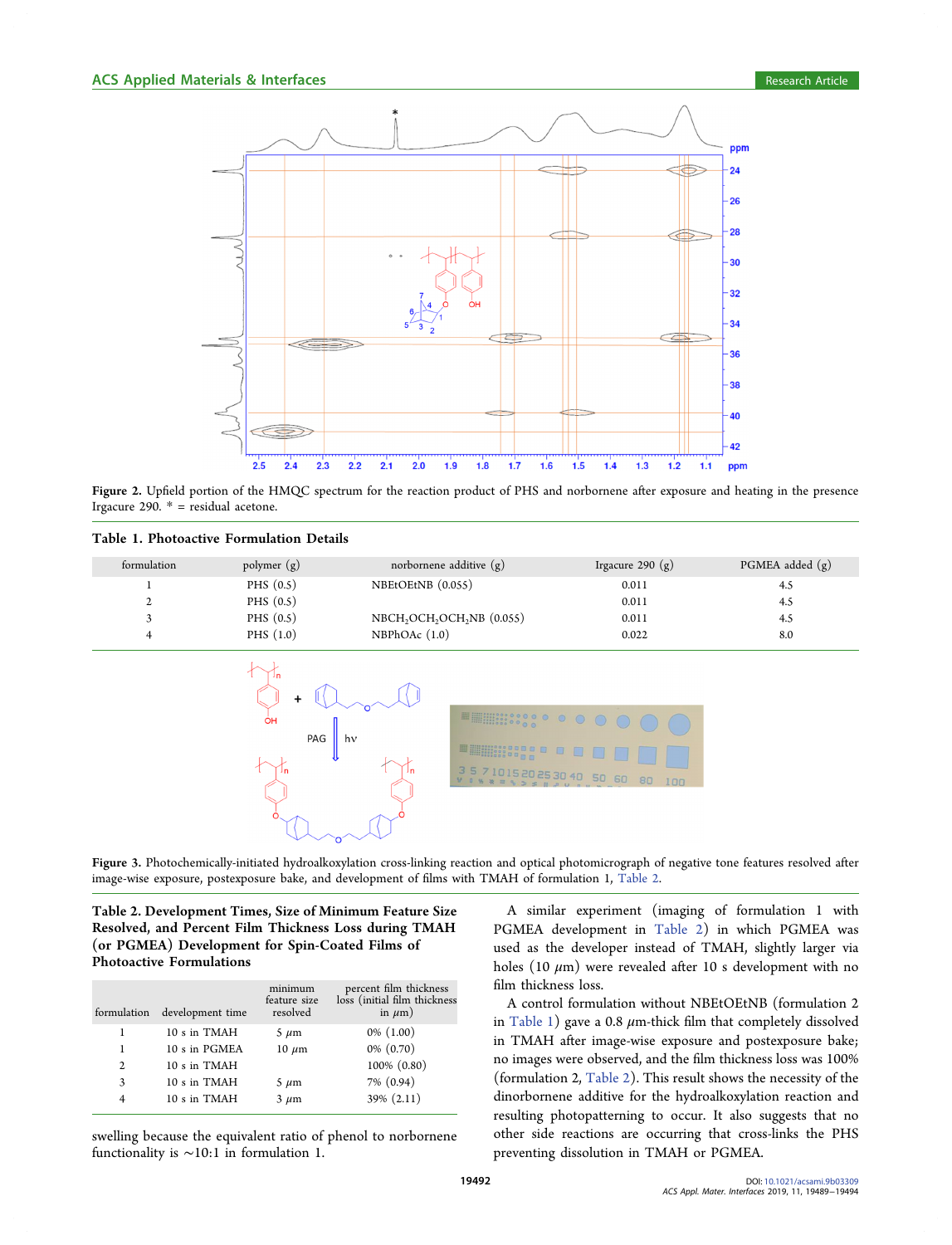Figure 2. Upfield portion of the HMQC spectrum for the reaction product of PHS and norbornene after exposure and heating in the presence Irgacure 290. * = residual acetone.

**Table 1. Photoactive Formulation Details**

| formulation | polymer (g) | norbornene additive (g) | Irgacure 290 (g) | PGMEA added (g) |
|---|---|---|---|---|
| 1 | PHS (0.5) | NBEtOEtNB (0.055) | 0.011 | 4.5 |
| 2 | PHS (0.5) | | 0.011 | 4.5 |
| 3 | PHS (0.5) | $NBCH_2OCH_2OCH_2NB$ (0.055) | 0.011 | 4.5 |
| 4 | PHS (1.0) | NBPhOAc (1.0) | 0.022 | 8.0 |

Figure 3. Photochemically-initiated hydroalkoxylation cross-linking reaction and optical photomicrograph of negative tone features resolved after image-wise exposure, postexposure bake, and development of films with TMAH of formulation 1, Table 2.

**Table 2. Development Times, Size of Minimum Feature Size Resolved, and Percent Film Thickness Loss during TMAH (or PGMEA) Development for Spin-Coated Films of Photoactive Formulations**

| formulation | development time | minimum feature size resolved | percent film thickness loss (initial film thickness in μm) |
|---|---|---|---|
| 1 | 10 s in TMAH | 5 μm | 0% (1.00) |
| 1 | 10 s in PGMEA | 10 μm | 0% (0.70) |
| 2 | 10 s in TMAH | | 100% (0.80) |
| 3 | 10 s in TMAH | 5 μm | 7% (0.94) |
| 4 | 10 s in TMAH | 3 μm | 39% (2.11) |

swelling because the equivalent ratio of phenol to norbornene functionality is ~10:1 in formulation 1.

A similar experiment (imaging of formulation 1 with PGMEA development in Table 2) in which PGMEA was used as the developer instead of TMAH, slightly larger via holes (10 μm) were revealed after 10 s development with no film thickness loss.

A control formulation without NBEtOEtNB (formulation 2 in Table 1) gave a 0.8 μm-thick film that completely dissolved in TMAH after image-wise exposure and postexposure bake; no images were observed, and the film thickness loss was 100% (formulation 2, Table 2). This result shows the necessity of the dinorbornene additive for the hydroalkoxylation reaction and resulting photopatterning to occur. It also suggests that no other side reactions are occurring that cross-links the PHS preventing dissolution in TMAH or PGMEA.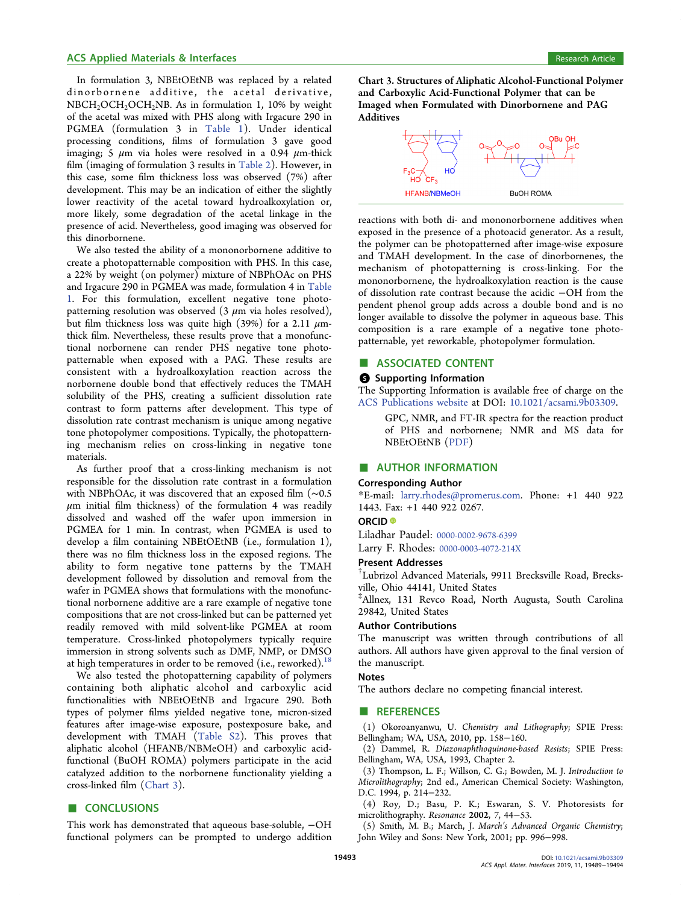In formulation 3, NBEtOEtNB was replaced by a related dinorbornene additive, the acetal derivative, $NBCH_2OCH_2OCH_2NB$. As in formulation 1, 10% by weight of the acetal was mixed with PHS along with Irgacure 290 in PGMEA (formulation 3 in Table 1). Under identical processing conditions, films of formulation 3 gave good imaging; 5 $\mu$m via holes were resolved in a 0.94 $\mu$m-thick film (imaging of formulation 3 results in Table 2). However, in this case, some film thickness loss was observed (7%) after development. This may be an indication of either the slightly lower reactivity of the acetal toward hydroalkoxylation or, more likely, some degradation of the acetal linkage in the presence of acid. Nevertheless, good imaging was observed for this dinorbornene.

We also tested the ability of a mononorbornene additive to create a photopatternable composition with PHS. In this case, a 22% by weight (on polymer) mixture of NBPhOAc on PHS and Irgacure 290 in PGMEA was made, formulation 4 in Table 1. For this formulation, excellent negative tone photopatterning resolution was observed (3 $\mu$m via holes resolved), but film thickness loss was quite high (39%) for a 2.11 $\mu$m-thick film. Nevertheless, these results prove that a monofunctional norbornene can render PHS negative tone photopatternable when exposed with a PAG. These results are consistent with a hydroalkoxylation reaction across the norbornene double bond that effectively reduces the TMAH solubility of the PHS, creating a sufficient dissolution rate contrast to form patterns after development. This type of dissolution rate contrast mechanism is unique among negative tone photopolymer compositions. Typically, the photopatterning mechanism relies on cross-linking in negative tone materials.

As further proof that a cross-linking mechanism is not responsible for the dissolution rate contrast in a formulation with NBPhOAc, it was discovered that an exposed film (~0.5 $\mu$m initial film thickness) of the formulation 4 was readily dissolved and washed off the wafer upon immersion in PGMEA for 1 min. In contrast, when PGMEA is used to develop a film containing NBEtOEtNB (i.e., formulation 1), there was no film thickness loss in the exposed regions. The ability to form negative tone patterns by the TMAH development followed by dissolution and removal from the wafer in PGMEA shows that formulations with the monofunctional norbornene additive are a rare example of negative tone compositions that are not cross-linked but can be patterned yet readily removed with mild solvent-like PGMEA at room temperature. Cross-linked photopolymers typically require immersion in strong solvents such as DMF, NMP, or DMSO at high temperatures in order to be removed (i.e., reworked).[18]

We also tested the photopatterning capability of polymers containing both aliphatic alcohol and carboxylic acid functionalities with NBEtOEtNB and Irgacure 290. Both types of polymer films yielded negative tone, micron-sized features after image-wise exposure, postexposure bake, and development with TMAH (Table S2). This proves that aliphatic alcohol (HFANB/NBMeOH) and carboxylic acid-functional (BuOH ROMA) polymers participate in the acid catalyzed addition to the norbornene functionality yielding a cross-linked film (Chart 3).

**Chart 3. Structures of Aliphatic Alcohol-Functional Polymer and Carboxylic Acid-Functional Polymer that can be Imaged when Formulated with Dinorbornene and PAG Additives**

HFANB/NBMeOH    BuOH ROMA

## CONCLUSIONS

This work has demonstrated that aqueous base-soluble, −OH functional polymers can be prompted to undergo addition reactions with both di- and mononorbornene additives when exposed in the presence of a photoacid generator. As a result, the polymer can be photopatterned after image-wise exposure and TMAH development. In the case of dinorbornenes, the mechanism of photopatterning is cross-linking. For the mononorbornene, the hydroalkoxylation reaction is the cause of dissolution rate contrast because the acidic −OH from the pendent phenol group adds across a double bond and is no longer available to dissolve the polymer in aqueous base. This composition is a rare example of a negative tone photopatternable, yet reworkable, photopolymer formulation.

## ASSOCIATED CONTENT

### Supporting Information

The Supporting Information is available free of charge on the ACS Publications website at DOI: 10.1021/acsami.9b03309.

GPC, NMR, and FT-IR spectra for the reaction product of PHS and norbornene; NMR and MS data for NBEtOEtNB (PDF)

## AUTHOR INFORMATION

### Corresponding Author

*E-mail: larry.rhodes@promerus.com. Phone: +1 440 922 1443. Fax: +1 440 922 0267.

### ORCID

Liladhar Paudel: 0000-0002-9678-6399

Larry F. Rhodes: 0000-0003-4072-214X

### Present Addresses

[†]Lubrizol Advanced Materials, 9911 Brecksville Road, Brecksville, Ohio 44141, United States

[‡]Allnex, 131 Revco Road, North Augusta, South Carolina 29842, United States

### Author Contributions

The manuscript was written through contributions of all authors. All authors have given approval to the final version of the manuscript.

### Notes

The authors declare no competing financial interest.

## REFERENCES

(1) Okoroanyanwu, U. *Chemistry and Lithography*; SPIE Press: Bellingham; WA, USA, 2010, pp. 158−160.

(2) Dammel, R. *Diazonaphthoquinone-based Resists*; SPIE Press: Bellingham, WA, USA, 1993, Chapter 2.

(3) Thompson, L. F.; Willson, C. G.; Bowden, M. J. *Introduction to Microlithography*; 2nd ed., American Chemical Society: Washington, D.C. 1994, p. 214−232.

(4) Roy, D.; Basu, P. K.; Eswaran, S. V. Photoresists for microlithography. *Resonance* **2002**, *7*, 44−53.

(5) Smith, M. B.; March, J. *March's Advanced Organic Chemistry*; John Wiley and Sons: New York, 2001; pp. 996−998.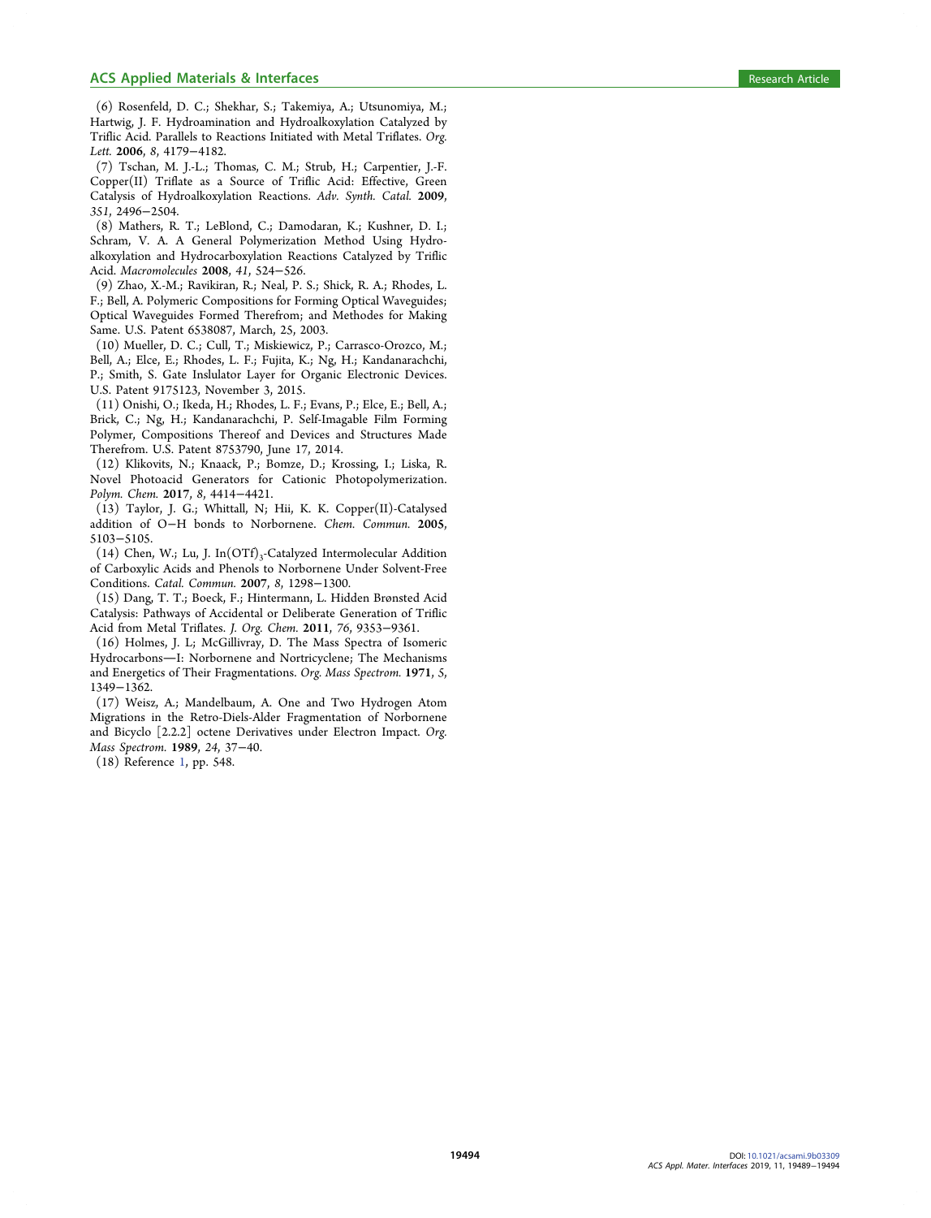(6) Rosenfeld, D. C.; Shekhar, S.; Takemiya, A.; Utsunomiya, M.; Hartwig, J. F. Hydroamination and Hydroalkoxylation Catalyzed by Triflic Acid. Parallels to Reactions Initiated with Metal Triflates. *Org. Lett.* **2006**, *8*, 4179−4182.

(7) Tschan, M. J.-L.; Thomas, C. M.; Strub, H.; Carpentier, J.-F. Copper(II) Triflate as a Source of Triflic Acid: Effective, Green Catalysis of Hydroalkoxylation Reactions. *Adv. Synth. Catal.* **2009**, *351*, 2496−2504.

(8) Mathers, R. T.; LeBlond, C.; Damodaran, K.; Kushner, D. I.; Schram, V. A. A General Polymerization Method Using Hydroalkoxylation and Hydrocarboxylation Reactions Catalyzed by Triflic Acid. *Macromolecules* **2008**, *41*, 524−526.

(9) Zhao, X.-M.; Ravikiran, R.; Neal, P. S.; Shick, R. A.; Rhodes, L. F.; Bell, A. Polymeric Compositions for Forming Optical Waveguides; Optical Waveguides Formed Therefrom; and Methodes for Making Same. U.S. Patent 6538087, March, 25, 2003.

(10) Mueller, D. C.; Cull, T.; Miskiewicz, P.; Carrasco-Orozco, M.; Bell, A.; Elce, E.; Rhodes, L. F.; Fujita, K.; Ng, H.; Kandanarachchi, P.; Smith, S. Gate Inslulator Layer for Organic Electronic Devices. U.S. Patent 9175123, November 3, 2015.

(11) Onishi, O.; Ikeda, H.; Rhodes, L. F.; Evans, P.; Elce, E.; Bell, A.; Brick, C.; Ng, H.; Kandanarachchi, P. Self-Imagable Film Forming Polymer, Compositions Thereof and Devices and Structures Made Therefrom. U.S. Patent 8753790, June 17, 2014.

(12) Klikovits, N.; Knaack, P.; Bomze, D.; Krossing, I.; Liska, R. Novel Photoacid Generators for Cationic Photopolymerization. *Polym. Chem.* **2017**, *8*, 4414−4421.

(13) Taylor, J. G.; Whittall, N; Hii, K. K. Copper(II)-Catalysed addition of O−H bonds to Norbornene. *Chem. Commun.* **2005**, 5103−5105.

(14) Chen, W.; Lu, J. In$(OTf)_3$-Catalyzed Intermolecular Addition of Carboxylic Acids and Phenols to Norbornene Under Solvent-Free Conditions. *Catal. Commun.* **2007**, *8*, 1298−1300.

(15) Dang, T. T.; Boeck, F.; Hintermann, L. Hidden Brønsted Acid Catalysis: Pathways of Accidental or Deliberate Generation of Triflic Acid from Metal Triflates. *J. Org. Chem.* **2011**, *76*, 9353−9361.

(16) Holmes, J. L; McGillivray, D. The Mass Spectra of Isomeric Hydrocarbons—I: Norbornene and Nortricyclene; The Mechanisms and Energetics of Their Fragmentations. *Org. Mass Spectrom.* **1971**, *5*, 1349−1362.

(17) Weisz, A.; Mandelbaum, A. One and Two Hydrogen Atom Migrations in the Retro-Diels-Alder Fragmentation of Norbornene and Bicyclo [2.2.2] octene Derivatives under Electron Impact. *Org. Mass Spectrom.* **1989**, *24*, 37−40.

(18) Reference 1, pp. 548.